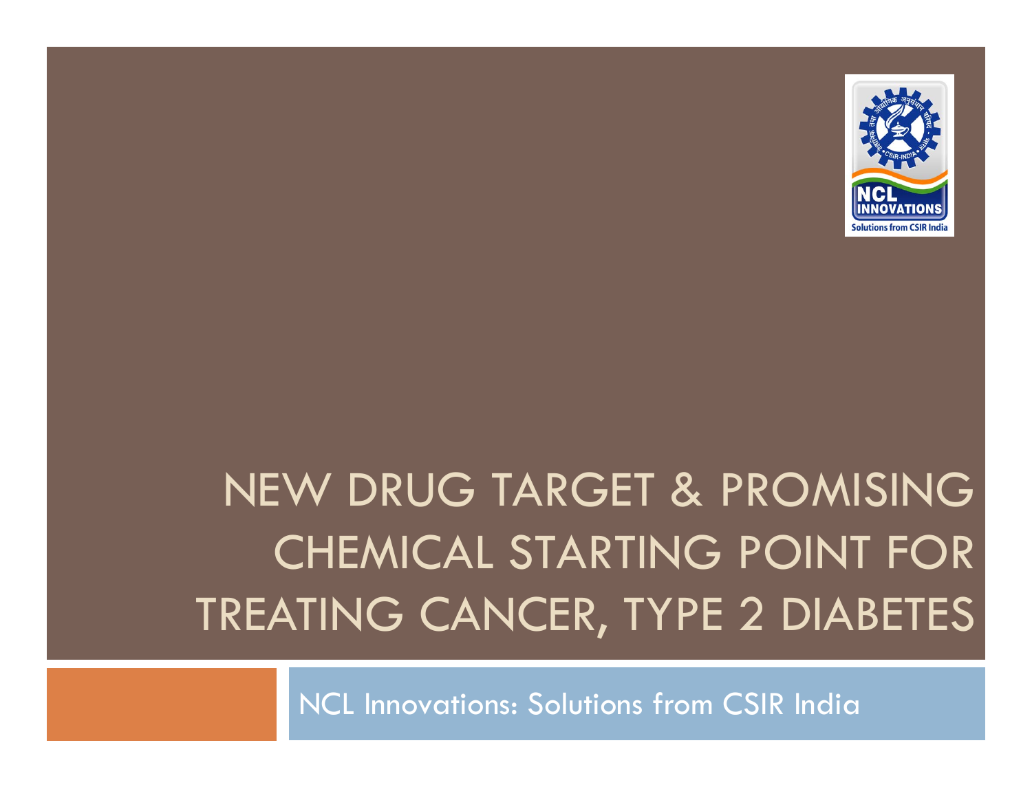# NEW DRUG TARGET & PROMISING CHEMICAL STARTING POINT FOR TREATING CANCER, TYPE 2 DIABETES

NCL Innovations: Solutions from CSIR India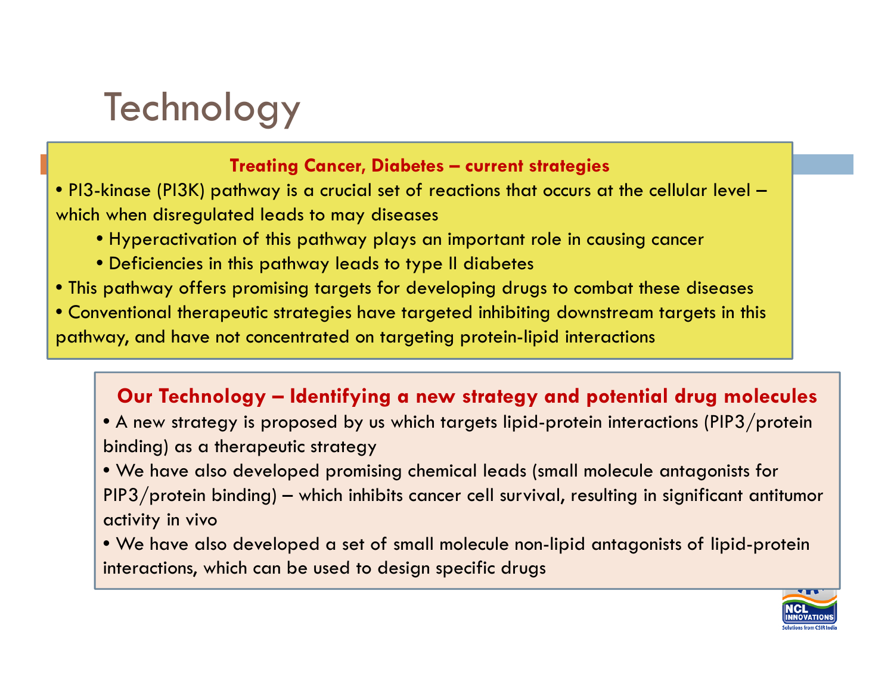# Technology

### Treating Cancer, Diabetes – current strategies

- PI3-kinase (PI3K) pathway is a crucial set of reactions that occurs at the cellular level – which when disregulated leads to may diseases
    - Hyperactivation of this pathway plays an important role in causing cancer
    - Deficiencies in this pathway leads to type II diabetes
- This pathway offers promising targets for developing drugs to combat these diseases
- Conventional therapeutic strategies have targeted inhibiting downstream targets in this pathway, and have not concentrated on targeting protein-lipid interactions

### Our Technology – Identifying a new strategy and potential drug molecules

- A new strategy is proposed by us which targets lipid-protein interactions (PIP3/protein binding) as a therapeutic strategy
- We have also developed promising chemical leads (small molecule antagonists for PIP3/protein binding) – which inhibits cancer cell survival, resulting in significant antitumor activity in vivo
- We have also developed a set of small molecule non-lipid antagonists of lipid-protein interactions, which can be used to design specific drugs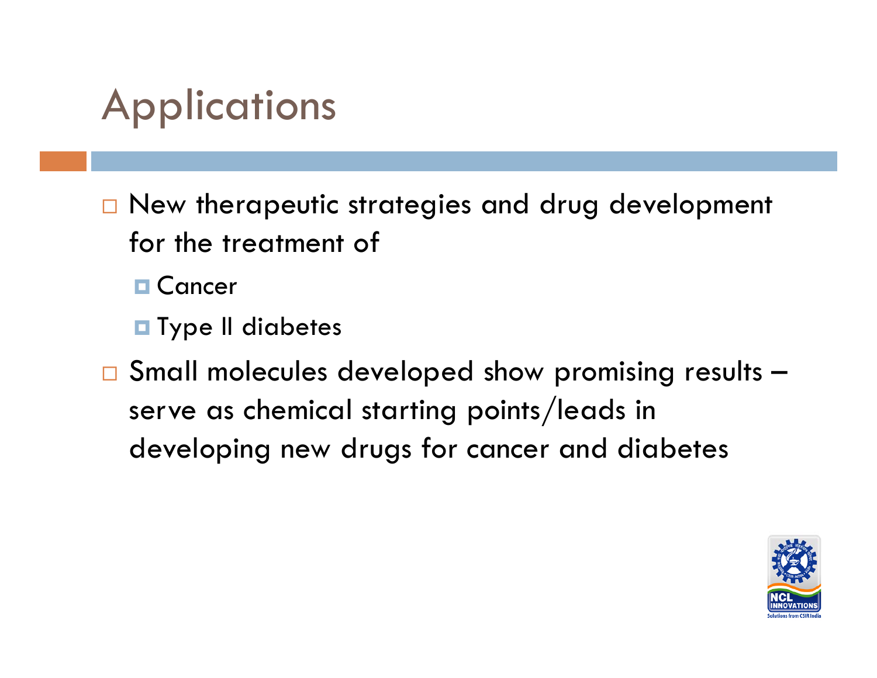# Applications

- New therapeutic strategies and drug development for the treatment of
  - Cancer
  - Type II diabetes
- Small molecules developed show promising results – serve as chemical starting points/leads in developing new drugs for cancer and diabetes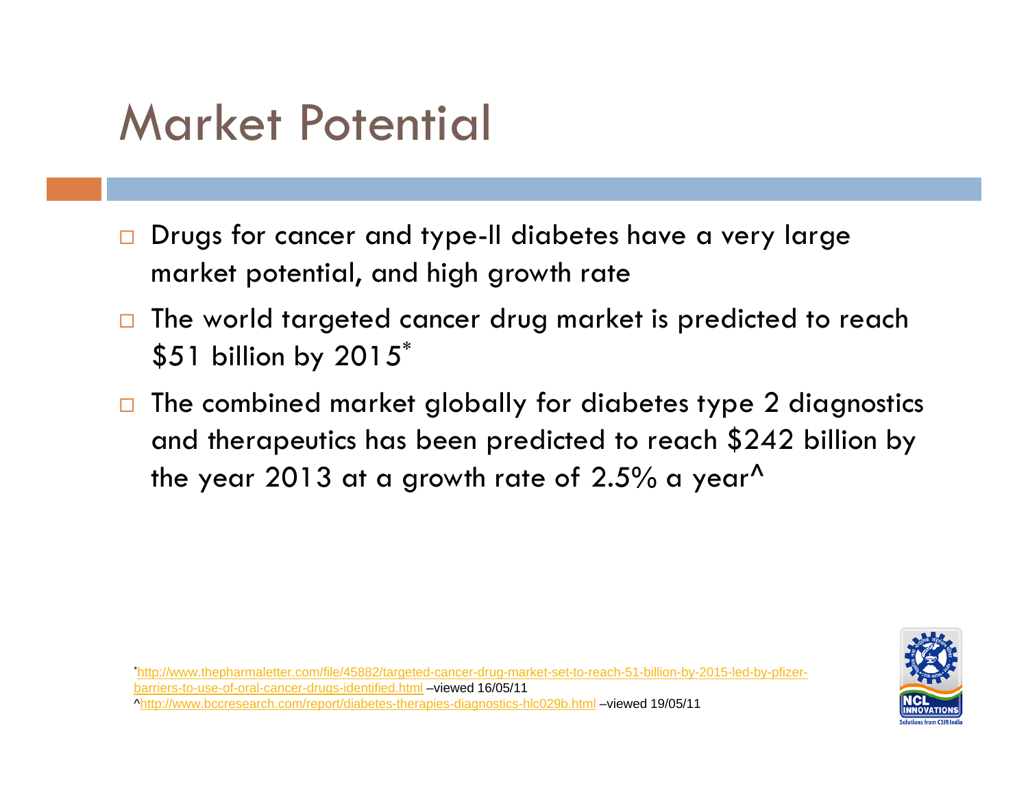# Market Potential

- Drugs for cancer and type-II diabetes have a very large market potential, and high growth rate
- The world targeted cancer drug market is predicted to reach $51 billion by 2015*
- The combined market globally for diabetes type 2 diagnostics and therapeutics has been predicted to reach $242 billion by the year 2013 at a growth rate of 2.5% a year^

*http://www.thepharmaletter.com/file/45882/targeted-cancer-drug-market-set-to-reach-51-billion-by-2015-led-by-pfizer-barriers-to-use-of-oral-cancer-drugs-identified.html –viewed 16/05/11
^http://www.bccresearch.com/report/diabetes-therapies-diagnostics-hlc029b.html –viewed 19/05/11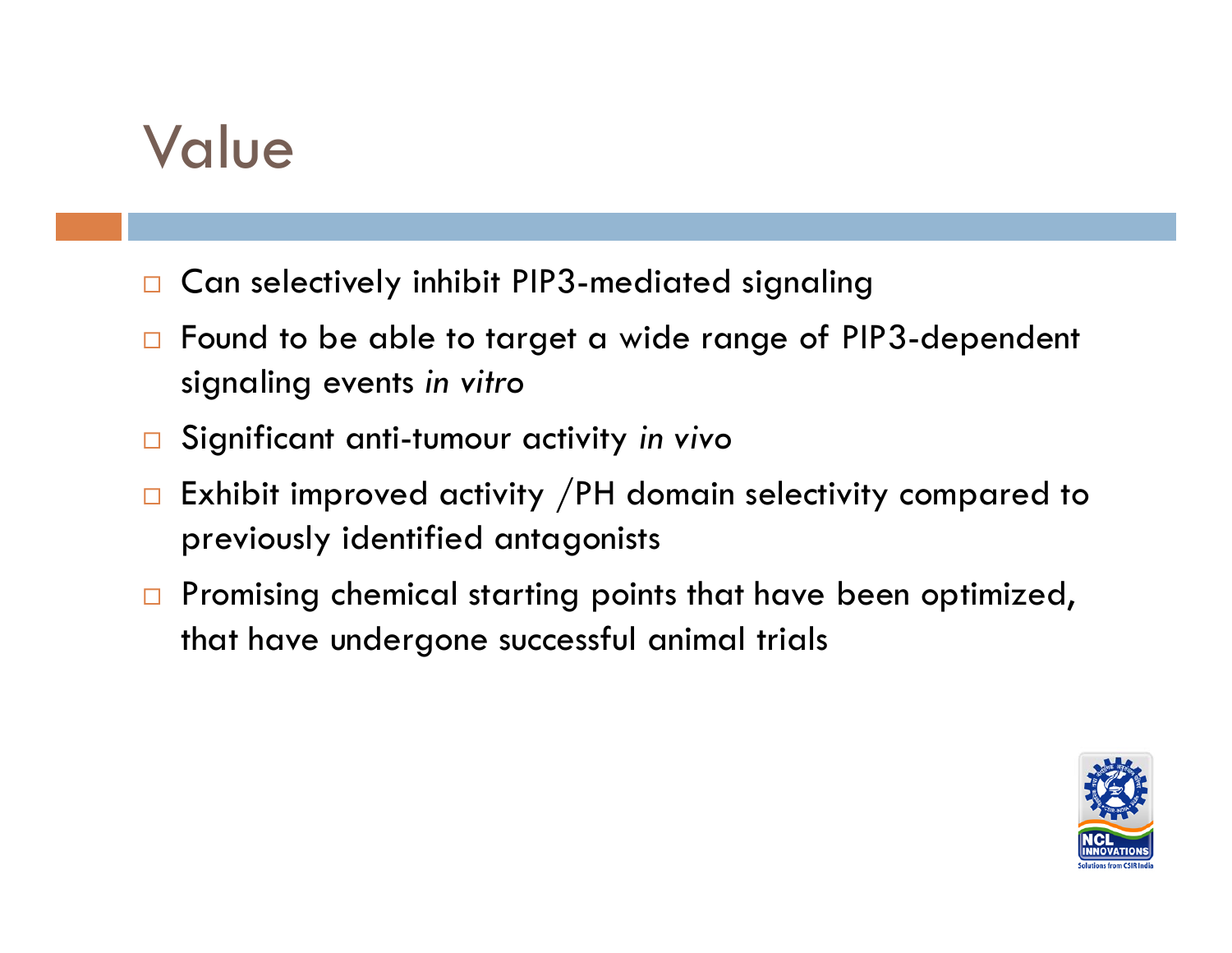# Value

- Can selectively inhibit PIP3-mediated signaling
- Found to be able to target a wide range of PIP3-dependent signaling events *in vitro*
- Significant anti-tumour activity *in vivo*
- Exhibit improved activity /PH domain selectivity compared to previously identified antagonists
- Promising chemical starting points that have been optimized, that have undergone successful animal trials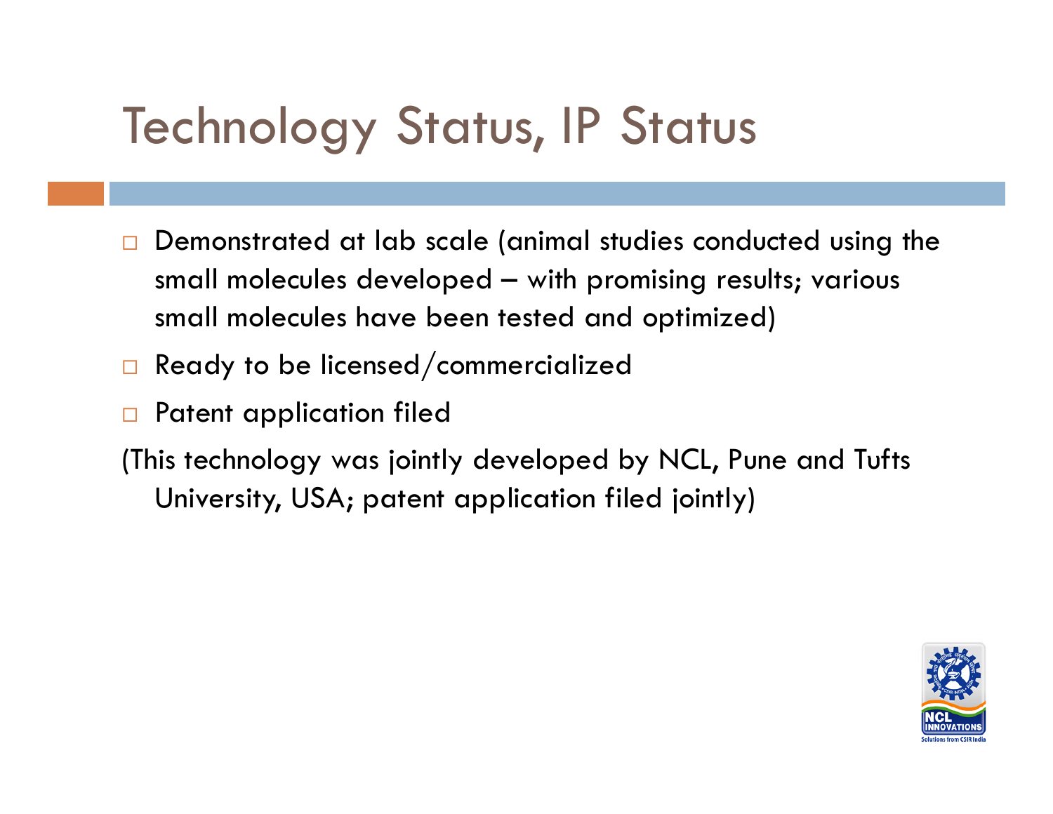# Technology Status, IP Status

- Demonstrated at lab scale (animal studies conducted using the small molecules developed – with promising results; various small molecules have been tested and optimized)
- Ready to be licensed/commercialized
- Patent application filed

(This technology was jointly developed by NCL, Pune and Tufts University, USA; patent application filed jointly)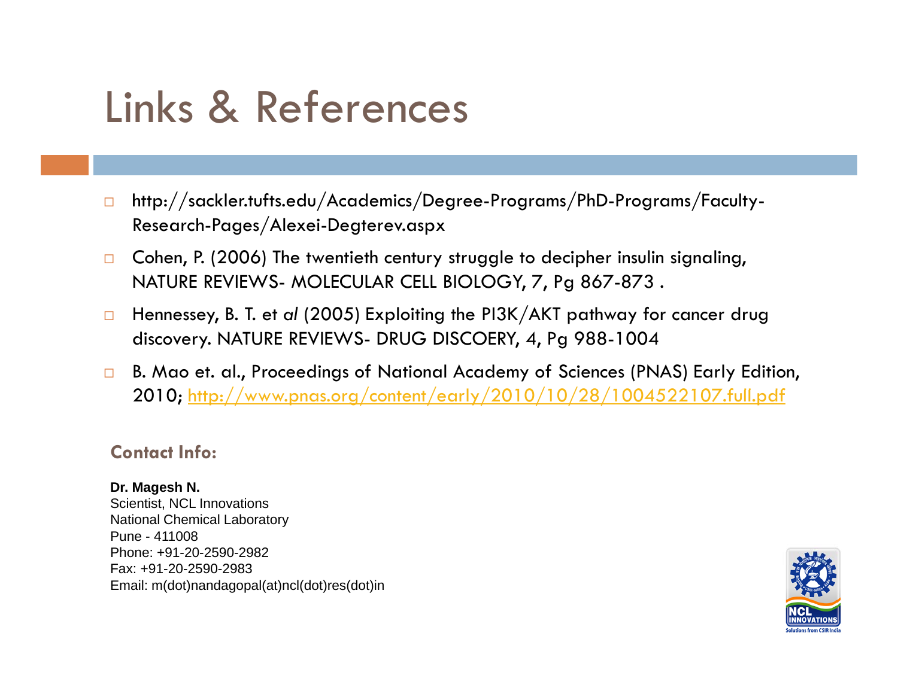# Links & References

- http://sackler.tufts.edu/Academics/Degree-Programs/PhD-Programs/Faculty-Research-Pages/Alexei-Degterev.aspx
- Cohen, P. (2006) The twentieth century struggle to decipher insulin signaling, NATURE REVIEWS- MOLECULAR CELL BIOLOGY, 7, Pg 867-873 .
- Hennessey, B. T. et *al* (2005) Exploiting the PI3K/AKT pathway for cancer drug discovery. NATURE REVIEWS- DRUG DISCOERY, 4, Pg 988-1004
- B. Mao et. al., Proceedings of National Academy of Sciences (PNAS) Early Edition, 2010; http://www.pnas.org/content/early/2010/10/28/1004522107.full.pdf

## Contact Info:

**Dr. Magesh N.**
Scientist, NCL Innovations
National Chemical Laboratory
Pune - 411008
Phone: +91-20-2590-2982
Fax: +91-20-2590-2983
Email: m(dot)nandagopal(at)ncl(dot)res(dot)in

NCL INNOVATIONS
Solutions from CSIR India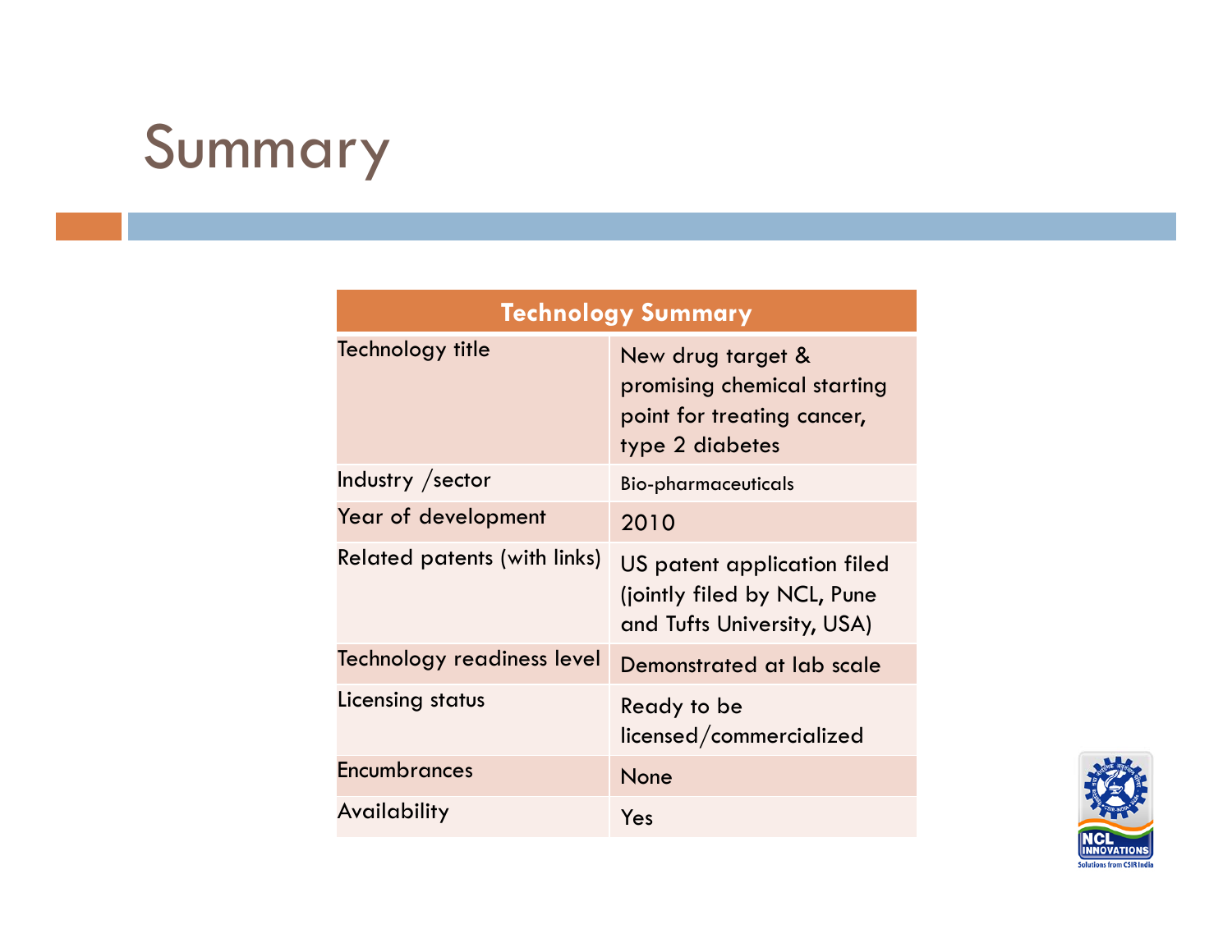# Summary

| Technology Summary | |
|---|---|
| Technology title | New drug target & promising chemical starting point for treating cancer, type 2 diabetes |
| Industry /sector | Bio-pharmaceuticals |
| Year of development | 2010 |
| Related patents (with links) | US patent application filed (jointly filed by NCL, Pune and Tufts University, USA) |
| Technology readiness level | Demonstrated at lab scale |
| Licensing status | Ready to be licensed/commercialized |
| Encumbrances | None |
| Availability | Yes |